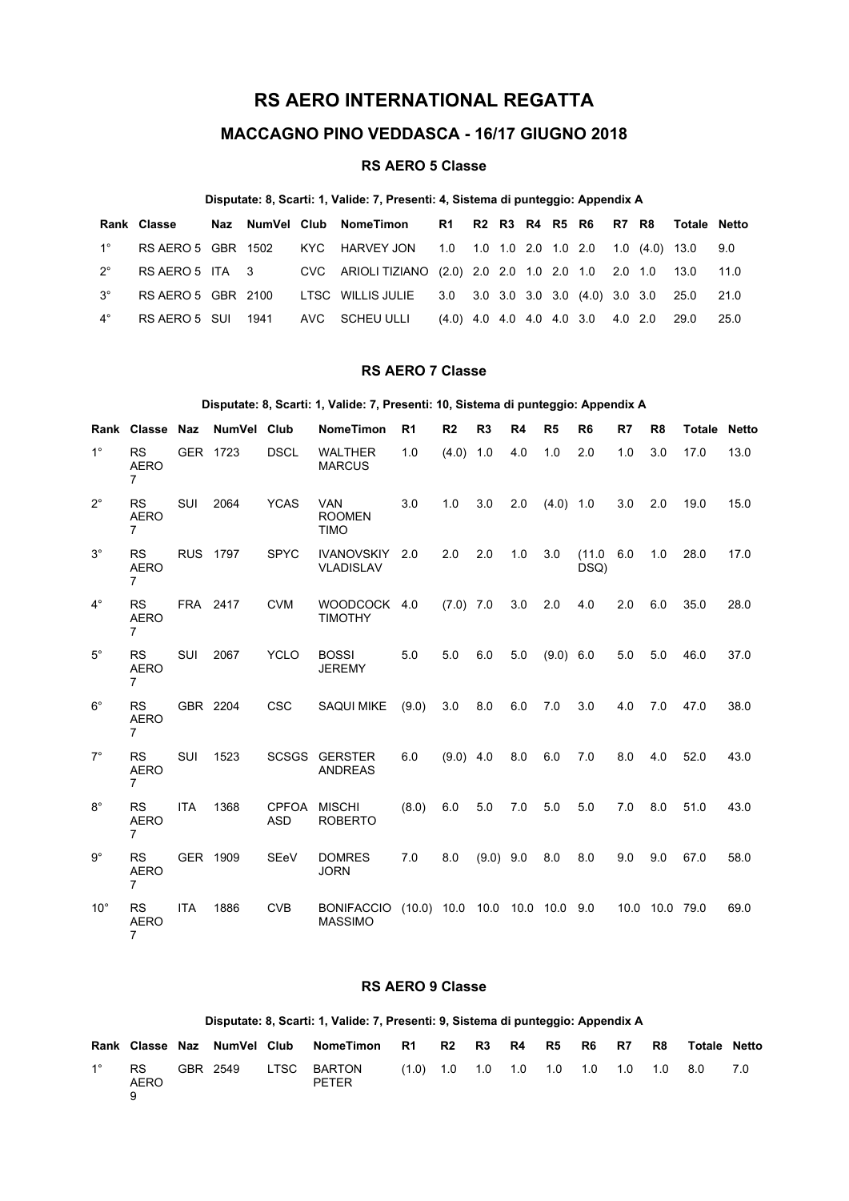# RS AERO INTERNATIONAL REGATTA

## MACCAGNO PINO VEDDASCA - 16/17 GIUGNO 2018

### RS AERO 5 Classe

**Disputate: 8, Scarti: 1, Valide: 7, Presenti: 4, Sistema di punteggio: Appendix A**

| Rank | Classe | Naz | NumVel | Club | NomeTimon | R1 | R2 | R3 | R4 | R5 | R6 | R7 | R8 | Totale | Netto |
|---|---|---|---|---|---|---|---|---|---|---|---|---|---|---|---|
| 1° | RS AERO 5 | GBR | 1502 | KYC | HARVEY JON | 1.0 | 1.0 | 1.0 | 2.0 | 1.0 | 2.0 | 1.0 | (4.0) | 13.0 | 9.0 |
| 2° | RS AERO 5 | ITA | 3 | CVC | ARIOLI TIZIANO | (2.0) | 2.0 | 2.0 | 1.0 | 2.0 | 1.0 | 2.0 | 1.0 | 13.0 | 11.0 |
| 3° | RS AERO 5 | GBR | 2100 | LTSC | WILLIS JULIE | 3.0 | 3.0 | 3.0 | 3.0 | 3.0 | (4.0) | 3.0 | 3.0 | 25.0 | 21.0 |
| 4° | RS AERO 5 | SUI | 1941 | AVC | SCHEU ULLI | (4.0) | 4.0 | 4.0 | 4.0 | 4.0 | 3.0 | 4.0 | 2.0 | 29.0 | 25.0 |

### RS AERO 7 Classe

**Disputate: 8, Scarti: 1, Valide: 7, Presenti: 10, Sistema di punteggio: Appendix A**

| Rank | Classe | Naz | NumVel | Club | NomeTimon | R1 | R2 | R3 | R4 | R5 | R6 | R7 | R8 | Totale | Netto |
|---|---|---|---|---|---|---|---|---|---|---|---|---|---|---|---|
| 1° | RS AERO 7 | GER | 1723 | DSCL | WALTHER MARCUS | 1.0 | (4.0) | 1.0 | 4.0 | 1.0 | 2.0 | 1.0 | 3.0 | 17.0 | 13.0 |
| 2° | RS AERO 7 | SUI | 2064 | YCAS | VAN ROOMEN TIMO | 3.0 | 1.0 | 3.0 | 2.0 | (4.0) | 1.0 | 3.0 | 2.0 | 19.0 | 15.0 |
| 3° | RS AERO 7 | RUS | 1797 | SPYC | IVANOVSKIY VLADISLAV | 2.0 | 2.0 | 2.0 | 1.0 | 3.0 | (11.0 DSQ) | 6.0 | 1.0 | 28.0 | 17.0 |
| 4° | RS AERO 7 | FRA | 2417 | CVM | WOODCOCK TIMOTHY | 4.0 | (7.0) | 7.0 | 3.0 | 2.0 | 4.0 | 2.0 | 6.0 | 35.0 | 28.0 |
| 5° | RS AERO 7 | SUI | 2067 | YCLO | BOSSI JEREMY | 5.0 | 5.0 | 6.0 | 5.0 | (9.0) | 6.0 | 5.0 | 5.0 | 46.0 | 37.0 |
| 6° | RS AERO 7 | GBR | 2204 | CSC | SAQUI MIKE | (9.0) | 3.0 | 8.0 | 6.0 | 7.0 | 3.0 | 4.0 | 7.0 | 47.0 | 38.0 |
| 7° | RS AERO 7 | SUI | 1523 | SCSGS | GERSTER ANDREAS | 6.0 | (9.0) | 4.0 | 8.0 | 6.0 | 7.0 | 8.0 | 4.0 | 52.0 | 43.0 |
| 8° | RS AERO 7 | ITA | 1368 | CPFOA ASD | MISCHI ROBERTO | (8.0) | 6.0 | 5.0 | 7.0 | 5.0 | 5.0 | 7.0 | 8.0 | 51.0 | 43.0 |
| 9° | RS AERO 7 | GER | 1909 | SEeV | DOMRES JORN | 7.0 | 8.0 | (9.0) | 9.0 | 8.0 | 8.0 | 9.0 | 9.0 | 67.0 | 58.0 |
| 10° | RS AERO 7 | ITA | 1886 | CVB | BONIFACCIO MASSIMO | (10.0) | 10.0 | 10.0 | 10.0 | 10.0 | 9.0 | 10.0 | 10.0 | 79.0 | 69.0 |

### RS AERO 9 Classe

**Disputate: 8, Scarti: 1, Valide: 7, Presenti: 9, Sistema di punteggio: Appendix A**

| Rank | Classe | Naz | NumVel | Club | NomeTimon | R1 | R2 | R3 | R4 | R5 | R6 | R7 | R8 | Totale | Netto |
|---|---|---|---|---|---|---|---|---|---|---|---|---|---|---|---|
| 1° | RS AERO 9 | GBR | 2549 | LTSC | BARTON PETER | (1.0) | 1.0 | 1.0 | 1.0 | 1.0 | 1.0 | 1.0 | 1.0 | 8.0 | 7.0 |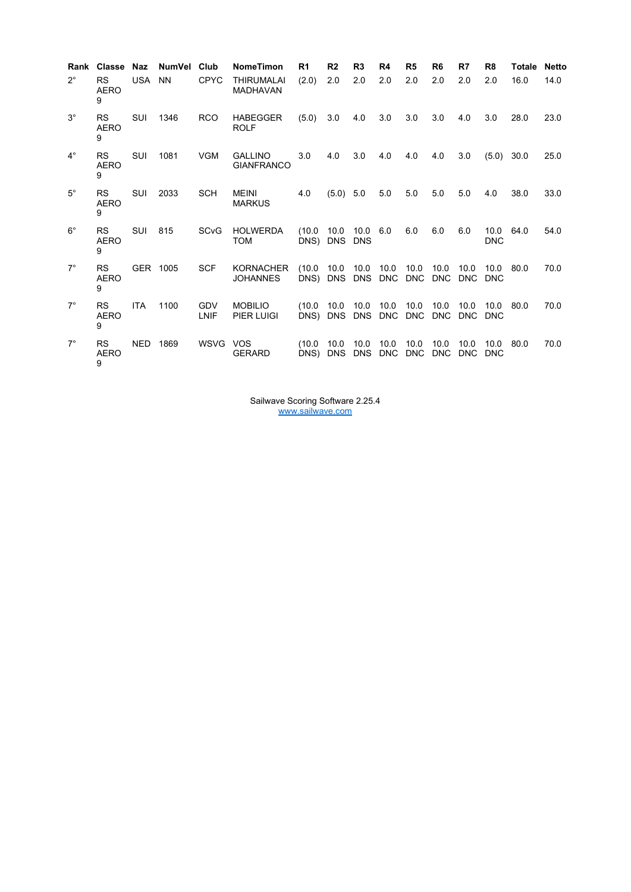| Rank | Classe | Naz | NumVel | Club | NomeTimon | R1 | R2 | R3 | R4 | R5 | R6 | R7 | R8 | Totale | Netto |
|---|---|---|---|---|---|---|---|---|---|---|---|---|---|---|---|
| 2° | RS AERO 9 | USA | NN | CPYC | THIRUMALAI MADHAVAN | (2.0) | 2.0 | 2.0 | 2.0 | 2.0 | 2.0 | 2.0 | 2.0 | 16.0 | 14.0 |
| 3° | RS AERO 9 | SUI | 1346 | RCO | HABEGGER ROLF | (5.0) | 3.0 | 4.0 | 3.0 | 3.0 | 3.0 | 4.0 | 3.0 | 28.0 | 23.0 |
| 4° | RS AERO 9 | SUI | 1081 | VGM | GALLINO GIANFRANCO | 3.0 | 4.0 | 3.0 | 4.0 | 4.0 | 4.0 | 3.0 | (5.0) | 30.0 | 25.0 |
| 5° | RS AERO 9 | SUI | 2033 | SCH | MEINI MARKUS | 4.0 | (5.0) | 5.0 | 5.0 | 5.0 | 5.0 | 5.0 | 4.0 | 38.0 | 33.0 |
| 6° | RS AERO 9 | SUI | 815 | SCvG | HOLWERDA TOM | (10.0 DNS) | 10.0 DNS | 10.0 DNS | 6.0 | 6.0 | 6.0 | 6.0 | 10.0 DNC | 64.0 | 54.0 |
| 7° | RS AERO 9 | GER | 1005 | SCF | KORNACHER JOHANNES | (10.0 DNS) | 10.0 DNS | 10.0 DNS | 10.0 DNC | 10.0 DNC | 10.0 DNC | 10.0 DNC | 10.0 DNC | 80.0 | 70.0 |
| 7° | RS AERO 9 | ITA | 1100 | GDV LNIF | MOBILIO PIER LUIGI | (10.0 DNS) | 10.0 DNS | 10.0 DNS | 10.0 DNC | 10.0 DNC | 10.0 DNC | 10.0 DNC | 10.0 DNC | 80.0 | 70.0 |
| 7° | RS AERO 9 | NED | 1869 | WSVG | VOS GERARD | (10.0 DNS) | 10.0 DNS | 10.0 DNS | 10.0 DNC | 10.0 DNC | 10.0 DNC | 10.0 DNC | 10.0 DNC | 80.0 | 70.0 |

Sailwave Scoring Software 2.25.4
www.sailwave.com